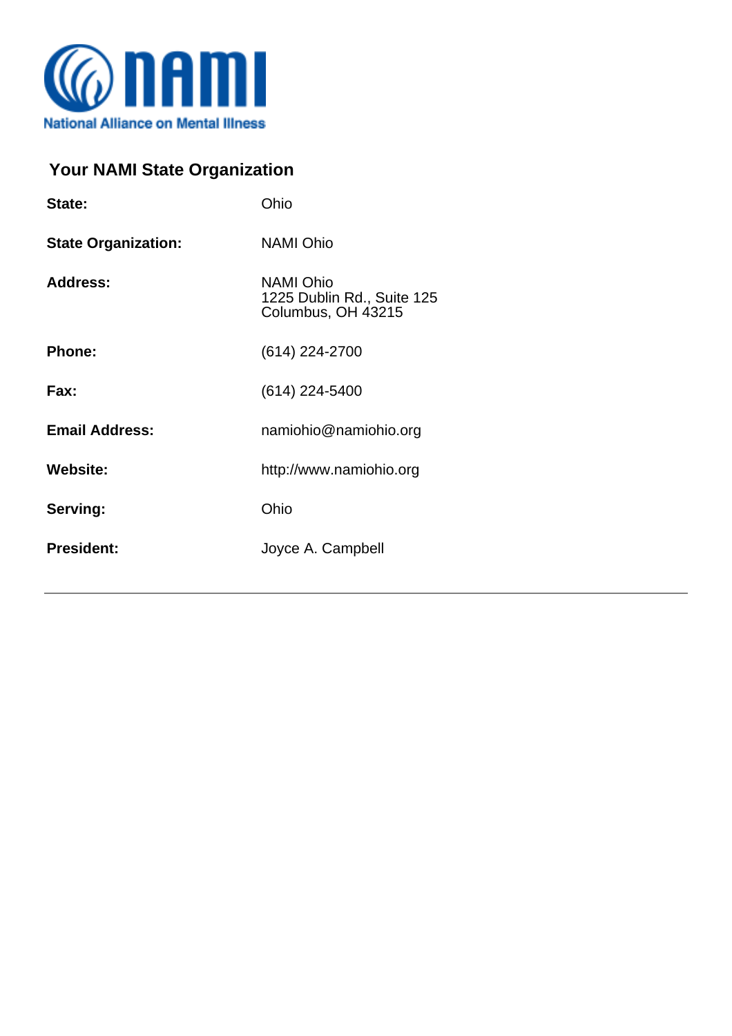NAMI
National Alliance on Mental Illness

## Your NAMI State Organization

| | |
|---|---|
| **State:** | Ohio |
| **State Organization:** | NAMI Ohio |
| **Address:** | NAMI Ohio<br>1225 Dublin Rd., Suite 125<br>Columbus, OH 43215 |
| **Phone:** | (614) 224-2700 |
| **Fax:** | (614) 224-5400 |
| **Email Address:** | namiohio@namiohio.org |
| **Website:** | http://www.namiohio.org |
| **Serving:** | Ohio |
| **President:** | Joyce A. Campbell |

---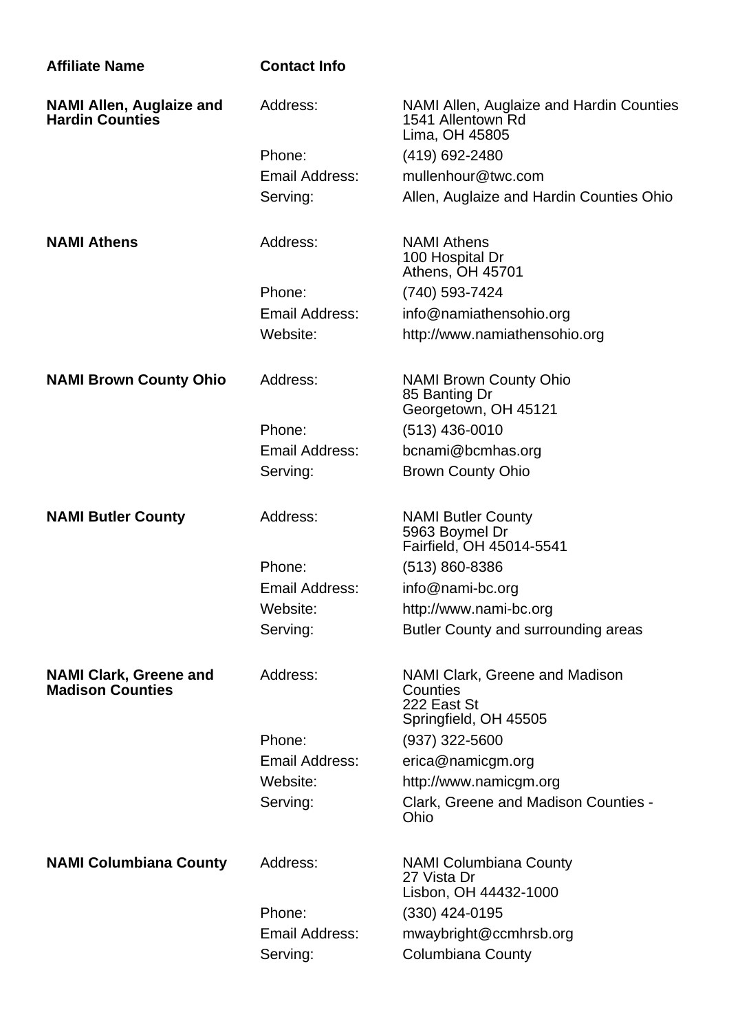| Affiliate Name | Contact Info | |
|---|---|---|
| **NAMI Allen, Auglaize and Hardin Counties** | Address: | NAMI Allen, Auglaize and Hardin Counties<br>1541 Allentown Rd<br>Lima, OH 45805 |
| | Phone: | (419) 692-2480 |
| | Email Address: | mullenhour@twc.com |
| | Serving: | Allen, Auglaize and Hardin Counties Ohio |
| **NAMI Athens** | Address: | NAMI Athens<br>100 Hospital Dr<br>Athens, OH 45701 |
| | Phone: | (740) 593-7424 |
| | Email Address: | info@namiathensohio.org |
| | Website: | http://www.namiathensohio.org |
| **NAMI Brown County Ohio** | Address: | NAMI Brown County Ohio<br>85 Banting Dr<br>Georgetown, OH 45121 |
| | Phone: | (513) 436-0010 |
| | Email Address: | bcnami@bcmhas.org |
| | Serving: | Brown County Ohio |
| **NAMI Butler County** | Address: | NAMI Butler County<br>5963 Boymel Dr<br>Fairfield, OH 45014-5541 |
| | Phone: | (513) 860-8386 |
| | Email Address: | info@nami-bc.org |
| | Website: | http://www.nami-bc.org |
| | Serving: | Butler County and surrounding areas |
| **NAMI Clark, Greene and Madison Counties** | Address: | NAMI Clark, Greene and Madison Counties<br>222 East St<br>Springfield, OH 45505 |
| | Phone: | (937) 322-5600 |
| | Email Address: | erica@namicgm.org |
| | Website: | http://www.namicgm.org |
| | Serving: | Clark, Greene and Madison Counties - Ohio |
| **NAMI Columbiana County** | Address: | NAMI Columbiana County<br>27 Vista Dr<br>Lisbon, OH 44432-1000 |
| | Phone: | (330) 424-0195 |
| | Email Address: | mwaybright@ccmhrsb.org |
| | Serving: | Columbiana County |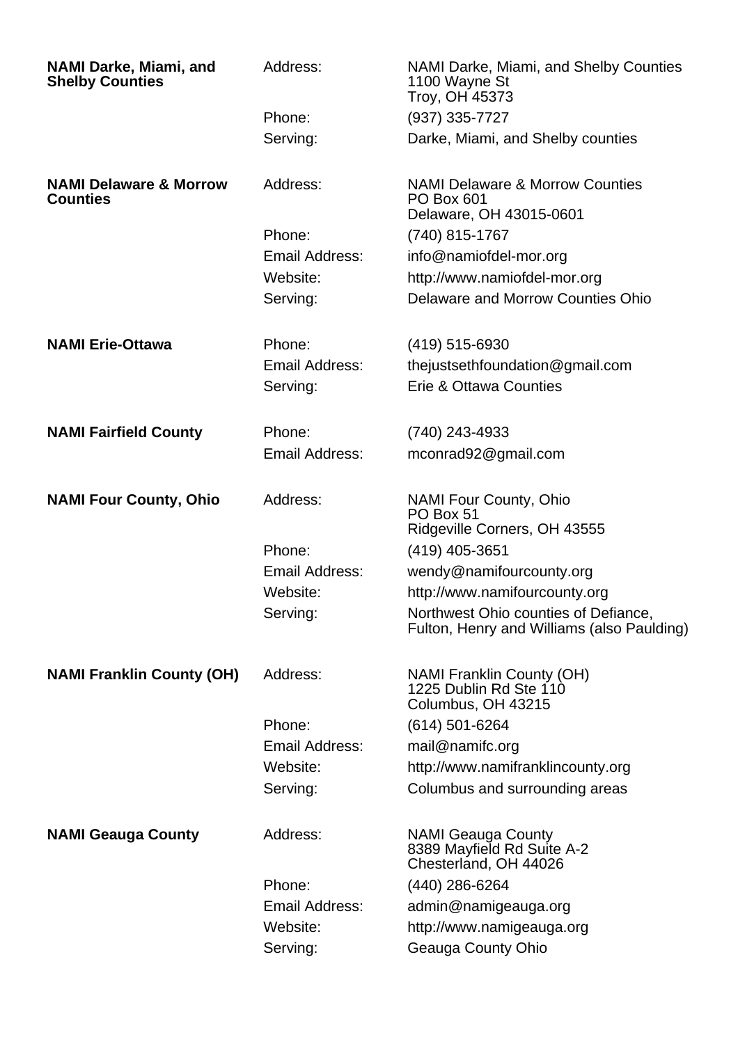**NAMI Darke, Miami, and Shelby Counties**

| | |
|---|---|
| Address: | NAMI Darke, Miami, and Shelby Counties<br>1100 Wayne St<br>Troy, OH 45373 |
| Phone: | (937) 335-7727 |
| Serving: | Darke, Miami, and Shelby counties |

**NAMI Delaware & Morrow Counties**

| | |
|---|---|
| Address: | NAMI Delaware & Morrow Counties<br>PO Box 601<br>Delaware, OH 43015-0601 |
| Phone: | (740) 815-1767 |
| Email Address: | info@namiofdel-mor.org |
| Website: | http://www.namiofdel-mor.org |
| Serving: | Delaware and Morrow Counties Ohio |

**NAMI Erie-Ottawa**

| | |
|---|---|
| Phone: | (419) 515-6930 |
| Email Address: | thejustsethfoundation@gmail.com |
| Serving: | Erie & Ottawa Counties |

**NAMI Fairfield County**

| | |
|---|---|
| Phone: | (740) 243-4933 |
| Email Address: | mconrad92@gmail.com |

**NAMI Four County, Ohio**

| | |
|---|---|
| Address: | NAMI Four County, Ohio<br>PO Box 51<br>Ridgeville Corners, OH 43555 |
| Phone: | (419) 405-3651 |
| Email Address: | wendy@namifourcounty.org |
| Website: | http://www.namifourcounty.org |
| Serving: | Northwest Ohio counties of Defiance, Fulton, Henry and Williams (also Paulding) |

**NAMI Franklin County (OH)**

| | |
|---|---|
| Address: | NAMI Franklin County (OH)<br>1225 Dublin Rd Ste 110<br>Columbus, OH 43215 |
| Phone: | (614) 501-6264 |
| Email Address: | mail@namifc.org |
| Website: | http://www.namifranklincounty.org |
| Serving: | Columbus and surrounding areas |

**NAMI Geauga County**

| | |
|---|---|
| Address: | NAMI Geauga County<br>8389 Mayfield Rd Suite A-2<br>Chesterland, OH 44026 |
| Phone: | (440) 286-6264 |
| Email Address: | admin@namigeauga.org |
| Website: | http://www.namigeauga.org |
| Serving: | Geauga County Ohio |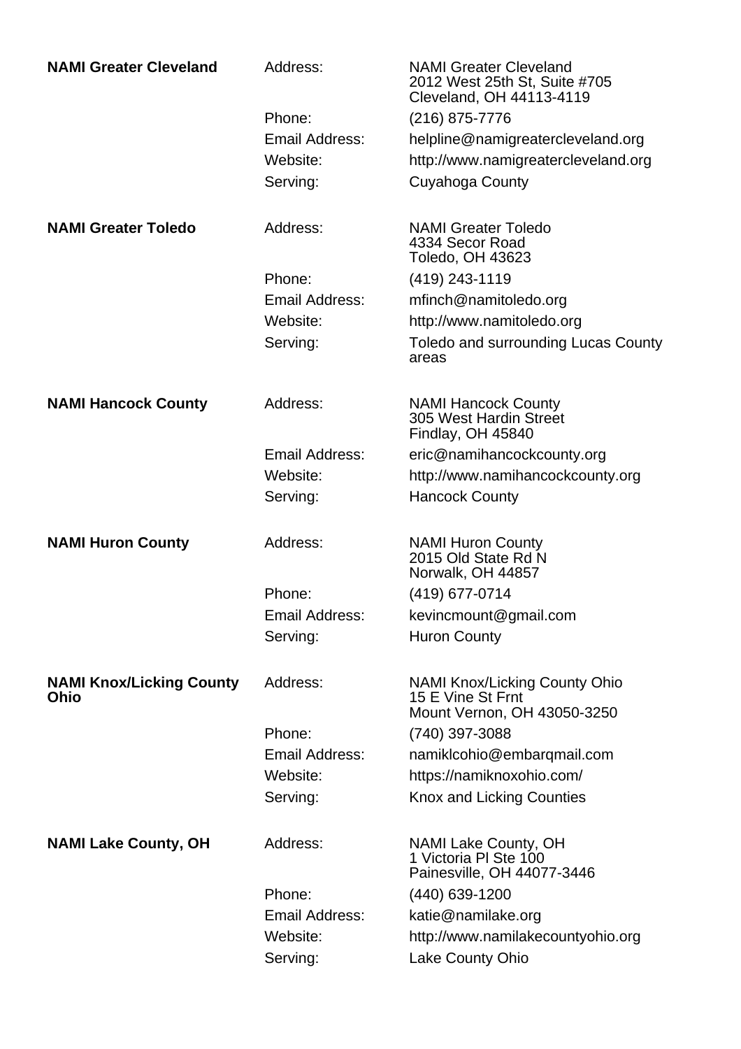**NAMI Greater Cleveland**

| | |
|---|---|
| Address: | NAMI Greater Cleveland<br>2012 West 25th St, Suite #705<br>Cleveland, OH 44113-4119 |
| Phone: | (216) 875-7776 |
| Email Address: | helpline@namigreatercleveland.org |
| Website: | http://www.namigreatercleveland.org |
| Serving: | Cuyahoga County |

**NAMI Greater Toledo**

| | |
|---|---|
| Address: | NAMI Greater Toledo<br>4334 Secor Road<br>Toledo, OH 43623 |
| Phone: | (419) 243-1119 |
| Email Address: | mfinch@namitoledo.org |
| Website: | http://www.namitoledo.org |
| Serving: | Toledo and surrounding Lucas County areas |

**NAMI Hancock County**

| | |
|---|---|
| Address: | NAMI Hancock County<br>305 West Hardin Street<br>Findlay, OH 45840 |
| Email Address: | eric@namihancockcounty.org |
| Website: | http://www.namihancockcounty.org |
| Serving: | Hancock County |

**NAMI Huron County**

| | |
|---|---|
| Address: | NAMI Huron County<br>2015 Old State Rd N<br>Norwalk, OH 44857 |
| Phone: | (419) 677-0714 |
| Email Address: | kevincmount@gmail.com |
| Serving: | Huron County |

**NAMI Knox/Licking County Ohio**

| | |
|---|---|
| Address: | NAMI Knox/Licking County Ohio<br>15 E Vine St Frnt<br>Mount Vernon, OH 43050-3250 |
| Phone: | (740) 397-3088 |
| Email Address: | namiklcohio@embarqmail.com |
| Website: | https://namiknoxohio.com/ |
| Serving: | Knox and Licking Counties |

**NAMI Lake County, OH**

| | |
|---|---|
| Address: | NAMI Lake County, OH<br>1 Victoria Pl Ste 100<br>Painesville, OH 44077-3446 |
| Phone: | (440) 639-1200 |
| Email Address: | katie@namilake.org |
| Website: | http://www.namilakecountyohio.org |
| Serving: | Lake County Ohio |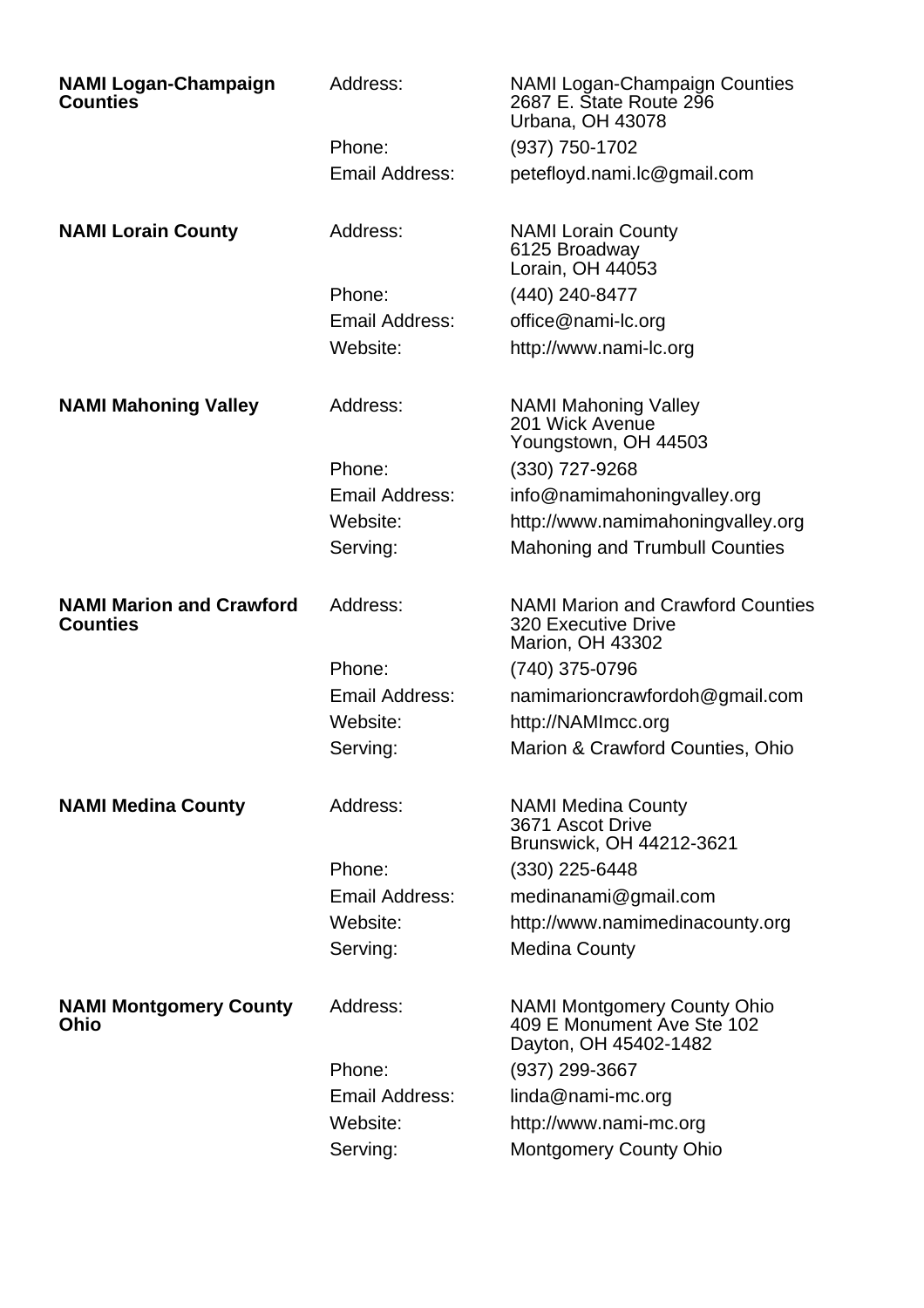**NAMI Logan-Champaign Counties**

Address: NAMI Logan-Champaign Counties
2687 E. State Route 296
Urbana, OH 43078

Phone: (937) 750-1702

Email Address: petefloyd.nami.lc@gmail.com

**NAMI Lorain County**

Address: NAMI Lorain County
6125 Broadway
Lorain, OH 44053

Phone: (440) 240-8477

Email Address: office@nami-lc.org

Website: http://www.nami-lc.org

**NAMI Mahoning Valley**

Address: NAMI Mahoning Valley
201 Wick Avenue
Youngstown, OH 44503

Phone: (330) 727-9268

Email Address: info@namimahoningvalley.org

Website: http://www.namimahoningvalley.org

Serving: Mahoning and Trumbull Counties

**NAMI Marion and Crawford Counties**

Address: NAMI Marion and Crawford Counties
320 Executive Drive
Marion, OH 43302

Phone: (740) 375-0796

Email Address: namimarioncrawfordoh@gmail.com

Website: http://NAMImcc.org

Serving: Marion & Crawford Counties, Ohio

**NAMI Medina County**

Address: NAMI Medina County
3671 Ascot Drive
Brunswick, OH 44212-3621

Phone: (330) 225-6448

Email Address: medinanami@gmail.com

Website: http://www.namimedinacounty.org

Serving: Medina County

**NAMI Montgomery County Ohio**

Address: NAMI Montgomery County Ohio
409 E Monument Ave Ste 102
Dayton, OH 45402-1482

Phone: (937) 299-3667

Email Address: linda@nami-mc.org

Website: http://www.nami-mc.org

Serving: Montgomery County Ohio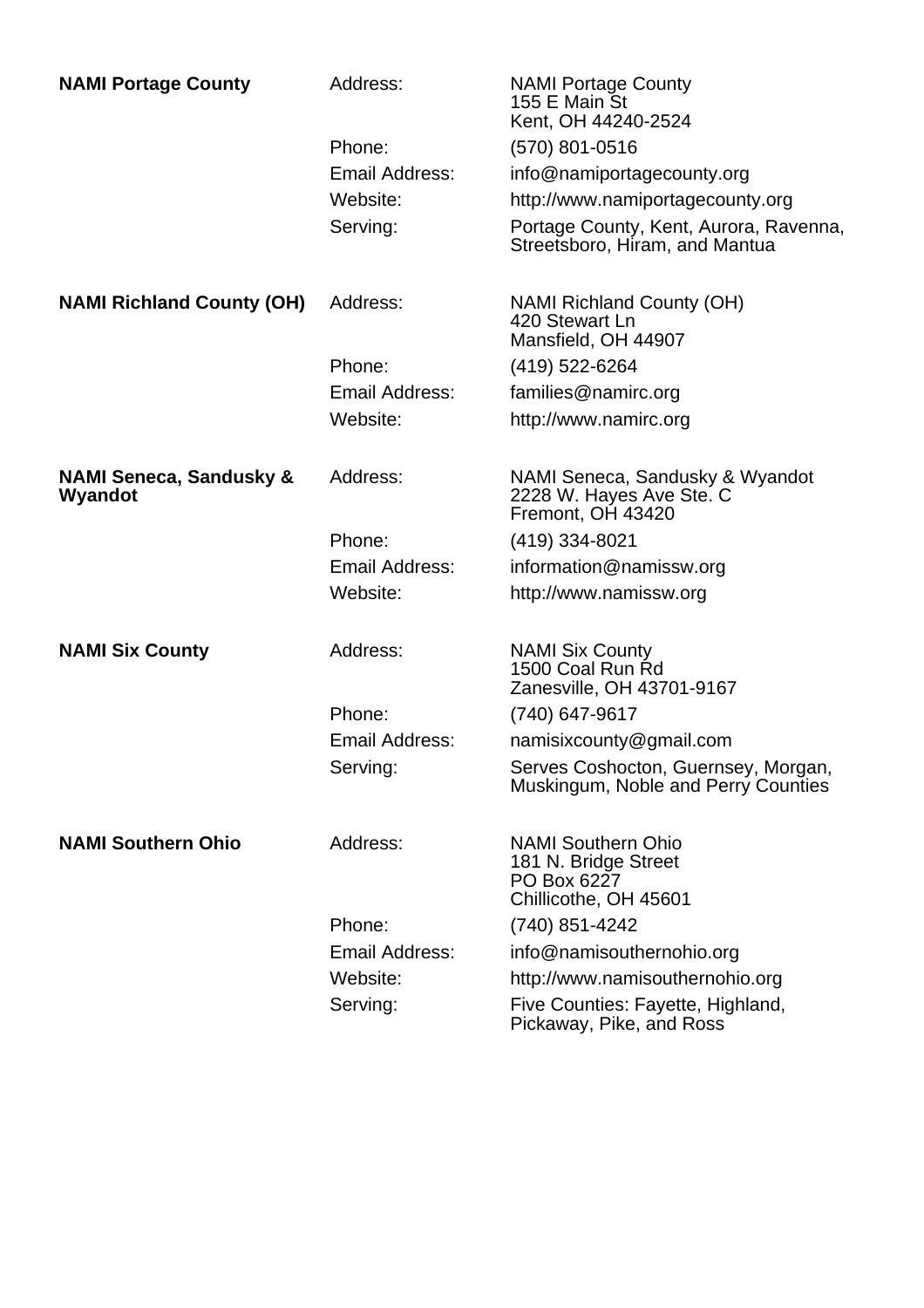**NAMI Portage County**

Address: NAMI Portage County
155 E Main St
Kent, OH 44240-2524

Phone: (570) 801-0516

Email Address: info@namiportagecounty.org

Website: http://www.namiportagecounty.org

Serving: Portage County, Kent, Aurora, Ravenna, Streetsboro, Hiram, and Mantua

**NAMI Richland County (OH)**

Address: NAMI Richland County (OH)
420 Stewart Ln
Mansfield, OH 44907

Phone: (419) 522-6264

Email Address: families@namirc.org

Website: http://www.namirc.org

**NAMI Seneca, Sandusky & Wyandot**

Address: NAMI Seneca, Sandusky & Wyandot
2228 W. Hayes Ave Ste. C
Fremont, OH 43420

Phone: (419) 334-8021

Email Address: information@namissw.org

Website: http://www.namissw.org

**NAMI Six County**

Address: NAMI Six County
1500 Coal Run Rd
Zanesville, OH 43701-9167

Phone: (740) 647-9617

Email Address: namisixcounty@gmail.com

Serving: Serves Coshocton, Guernsey, Morgan, Muskingum, Noble and Perry Counties

**NAMI Southern Ohio**

Address: NAMI Southern Ohio
181 N. Bridge Street
PO Box 6227
Chillicothe, OH 45601

Phone: (740) 851-4242

Email Address: info@namisouthernohio.org

Website: http://www.namisouthernohio.org

Serving: Five Counties: Fayette, Highland, Pickaway, Pike, and Ross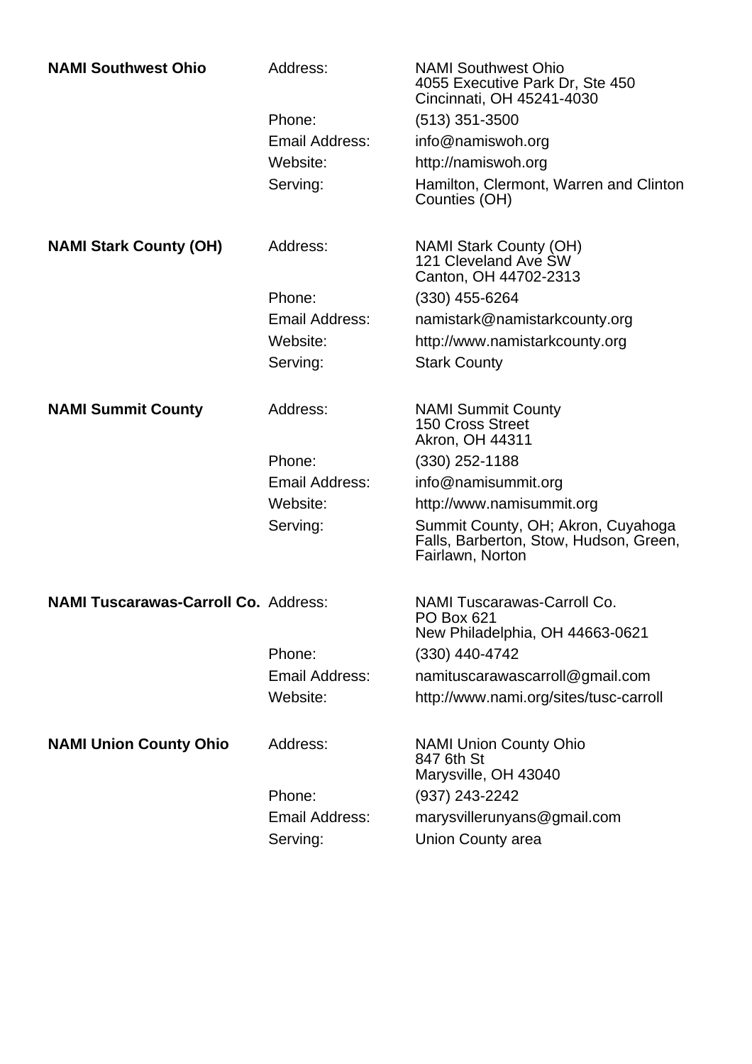| | | |
|---|---|---|
| **NAMI Southwest Ohio** | Address: | NAMI Southwest Ohio<br>4055 Executive Park Dr, Ste 450<br>Cincinnati, OH 45241-4030 |
| | Phone: | (513) 351-3500 |
| | Email Address: | info@namiswoh.org |
| | Website: | http://namiswoh.org |
| | Serving: | Hamilton, Clermont, Warren and Clinton Counties (OH) |
| **NAMI Stark County (OH)** | Address: | NAMI Stark County (OH)<br>121 Cleveland Ave SW<br>Canton, OH 44702-2313 |
| | Phone: | (330) 455-6264 |
| | Email Address: | namistark@namistarkcounty.org |
| | Website: | http://www.namistarkcounty.org |
| | Serving: | Stark County |
| **NAMI Summit County** | Address: | NAMI Summit County<br>150 Cross Street<br>Akron, OH 44311 |
| | Phone: | (330) 252-1188 |
| | Email Address: | info@namisummit.org |
| | Website: | http://www.namisummit.org |
| | Serving: | Summit County, OH; Akron, Cuyahoga Falls, Barberton, Stow, Hudson, Green, Fairlawn, Norton |
| **NAMI Tuscarawas-Carroll Co.** | Address: | NAMI Tuscarawas-Carroll Co.<br>PO Box 621<br>New Philadelphia, OH 44663-0621 |
| | Phone: | (330) 440-4742 |
| | Email Address: | namituscarawascarroll@gmail.com |
| | Website: | http://www.nami.org/sites/tusc-carroll |
| **NAMI Union County Ohio** | Address: | NAMI Union County Ohio<br>847 6th St<br>Marysville, OH 43040 |
| | Phone: | (937) 243-2242 |
| | Email Address: | marysvillerunyans@gmail.com |
| | Serving: | Union County area |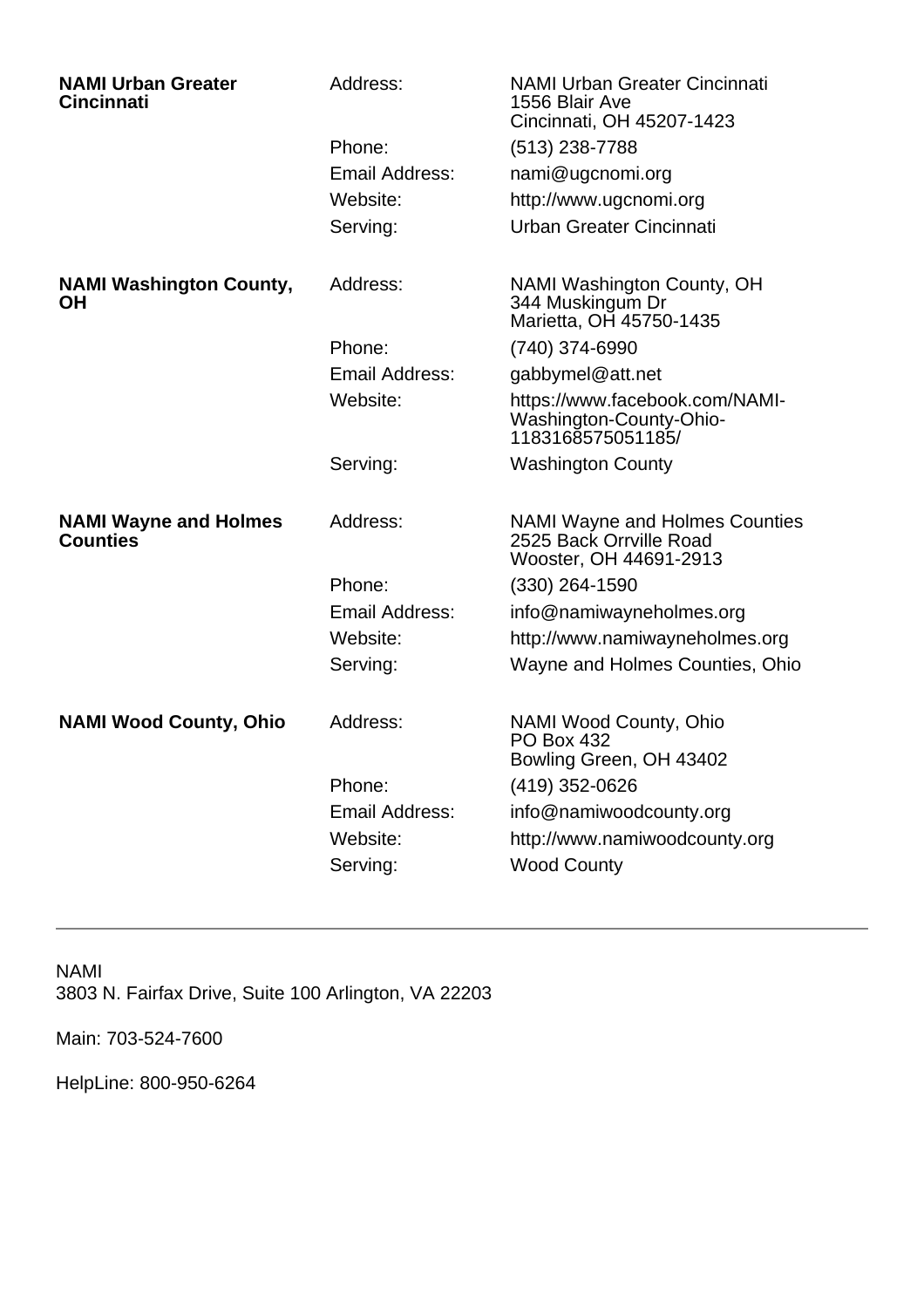**NAMI Urban Greater Cincinnati**

| | | |
|---|---|---|
| **NAMI Urban Greater Cincinnati** | Address: | NAMI Urban Greater Cincinnati<br>1556 Blair Ave<br>Cincinnati, OH 45207-1423 |
| | Phone: | (513) 238-7788 |
| | Email Address: | nami@ugcnomi.org |
| | Website: | http://www.ugcnomi.org |
| | Serving: | Urban Greater Cincinnati |
| **NAMI Washington County, OH** | Address: | NAMI Washington County, OH<br>344 Muskingum Dr<br>Marietta, OH 45750-1435 |
| | Phone: | (740) 374-6990 |
| | Email Address: | gabbymel@att.net |
| | Website: | https://www.facebook.com/NAMI-Washington-County-Ohio-1183168575051185/ |
| | Serving: | Washington County |
| **NAMI Wayne and Holmes Counties** | Address: | NAMI Wayne and Holmes Counties<br>2525 Back Orrville Road<br>Wooster, OH 44691-2913 |
| | Phone: | (330) 264-1590 |
| | Email Address: | info@namiwayneholmes.org |
| | Website: | http://www.namiwayneholmes.org |
| | Serving: | Wayne and Holmes Counties, Ohio |
| **NAMI Wood County, Ohio** | Address: | NAMI Wood County, Ohio<br>PO Box 432<br>Bowling Green, OH 43402 |
| | Phone: | (419) 352-0626 |
| | Email Address: | info@namiwoodcounty.org |
| | Website: | http://www.namiwoodcounty.org |
| | Serving: | Wood County |

---

NAMI
3803 N. Fairfax Drive, Suite 100 Arlington, VA 22203

Main: 703-524-7600

HelpLine: 800-950-6264